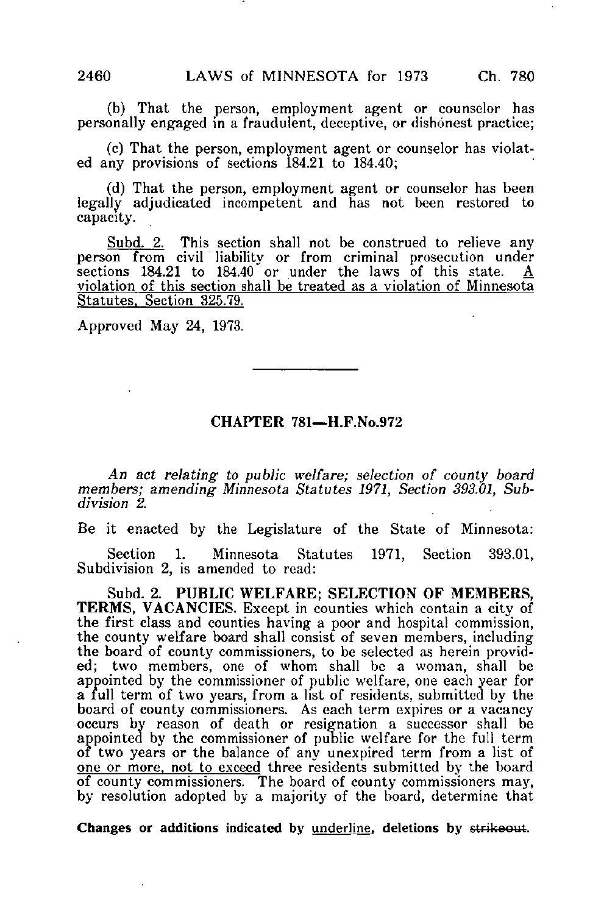(b) That the person, employment agent or counselor has personally engaged in a fraudulent, deceptive, or dishonest practice;

(c) That the person, employment agent or counselor has violated any provisions of sections 184.21 to 184.40;

(d) That the person, employment agent or counselor has been legally adjudicated incompetent and has not been restored to capacity.

Subd. 2. This section shall not be construed to relieve any person from civil liability or from criminal prosecution under sections 184.21 to 184.40 or under the laws of this state. <u>A violation of this section shall be treated as a violation of Minnesota Statutes, Section 325.79.</u>

Approved May 24, 1973.

---

## CHAPTER 781—H.F.No.972

*An act relating to public welfare; selection of county board members; amending Minnesota Statutes 1971, Section 393.01, Subdivision 2.*

Be it enacted by the Legislature of the State of Minnesota:

Section 1. Minnesota Statutes 1971, Section 393.01, Subdivision 2, is amended to read:

Subd. 2. **PUBLIC WELFARE; SELECTION OF MEMBERS, TERMS, VACANCIES.** Except in counties which contain a city of the first class and counties having a poor and hospital commission, the county welfare board shall consist of seven members, including the board of county commissioners, to be selected as herein provided; two members, one of whom shall be a woman, shall be appointed by the commissioner of public welfare, one each year for a full term of two years, from a list of residents, submitted by the board of county commissioners. As each term expires or a vacancy occurs by reason of death or resignation a successor shall be appointed by the commissioner of public welfare for the full term of two years or the balance of any unexpired term from a list of <u>one or more, not to exceed</u> three residents submitted by the board of county commissioners. The board of county commissioners may, by resolution adopted by a majority of the board, determine that

**Changes or additions indicated by <u>underline</u>, deletions by ~~strikeout~~.**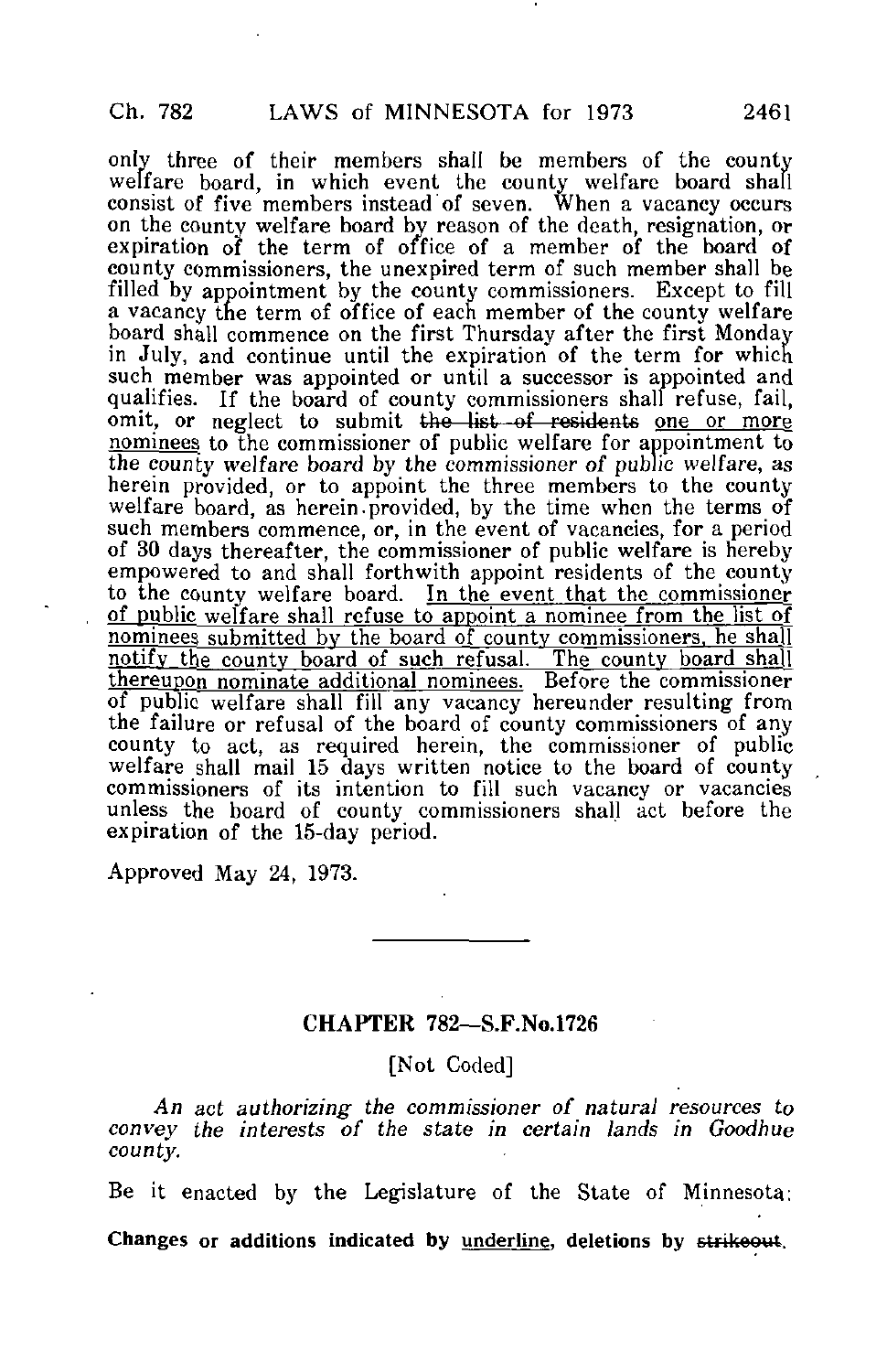only three of their members shall be members of the county welfare board, in which event the county welfare board shall consist of five members instead of seven. When a vacancy occurs on the county welfare board by reason of the death, resignation, or expiration of the term of office of a member of the board of county commissioners, the unexpired term of such member shall be filled by appointment by the county commissioners. Except to fill a vacancy the term of office of each member of the county welfare board shall commence on the first Thursday after the first Monday in July, and continue until the expiration of the term for which such member was appointed or until a successor is appointed and qualifies. If the board of county commissioners shall refuse, fail, omit, or neglect to submit ~~the list of residents~~ <u>one or more nominees</u> to the commissioner of public welfare for appointment to the *county welfare board by the commissioner of public welfare*, as herein provided, or to appoint the three members to the county welfare board, as herein provided, by the time when the terms of such members commence, or, in the event of vacancies, for a period of 30 days thereafter, the commissioner of public welfare is hereby empowered to and shall forthwith appoint residents of the county to the county welfare board. <u>In the event that the commissioner of public welfare shall refuse to appoint a nominee from the list of nominees submitted by the board of county commissioners, he shall notify the county board of such refusal. The county board shall thereupon nominate additional nominees.</u> Before the commissioner of public welfare shall fill any vacancy hereunder resulting from the failure or refusal of the board of county commissioners of any county to act, as required herein, the commissioner of public welfare shall mail 15 days written notice to the board of county commissioners of its intention to fill such vacancy or vacancies unless the board of county commissioners shall act before the expiration of the 15-day period.

Approved May 24, 1973.

---

## CHAPTER 782—S.F.No.1726

[Not Coded]

*An act authorizing the commissioner of natural resources to convey the interests of the state in certain lands in Goodhue county.*

Be it enacted by the Legislature of the State of Minnesota:

**Changes or additions indicated by <u>underline</u>, deletions by ~~strikeout~~.**